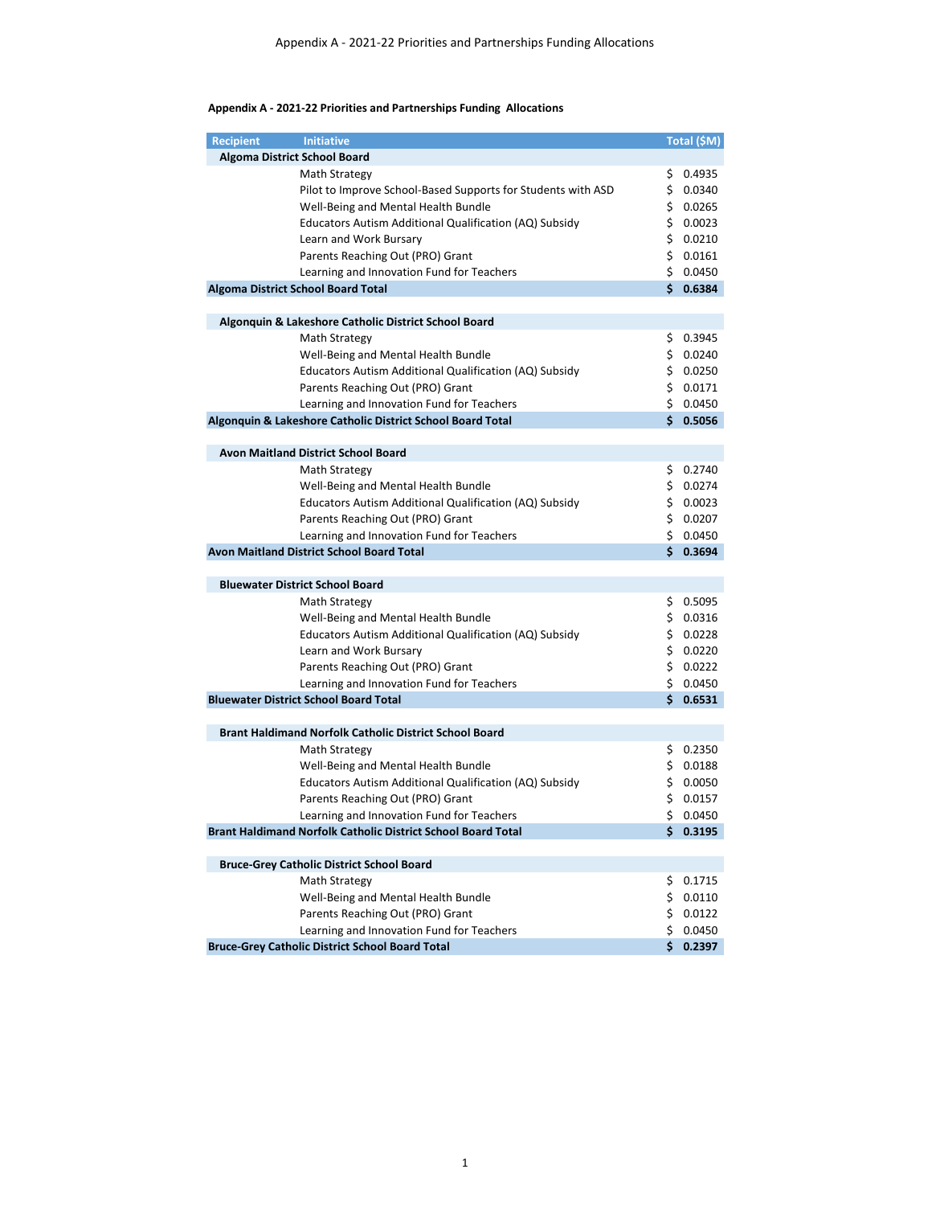**Appendix A - 2021-22 Priorities and Partnerships Funding Allocations**

| Recipient | Initiative | Total ($M) |
|---|---|---|
| **Algoma District School Board** | | |
| | Math Strategy | $ 0.4935 |
| | Pilot to Improve School-Based Supports for Students with ASD | $ 0.0340 |
| | Well-Being and Mental Health Bundle | $ 0.0265 |
| | Educators Autism Additional Qualification (AQ) Subsidy | $ 0.0023 |
| | Learn and Work Bursary | $ 0.0210 |
| | Parents Reaching Out (PRO) Grant | $ 0.0161 |
| | Learning and Innovation Fund for Teachers | $ 0.0450 |
| **Algoma District School Board Total** | | **$ 0.6384** |
| | | |
| **Algonquin & Lakeshore Catholic District School Board** | | |
| | Math Strategy | $ 0.3945 |
| | Well-Being and Mental Health Bundle | $ 0.0240 |
| | Educators Autism Additional Qualification (AQ) Subsidy | $ 0.0250 |
| | Parents Reaching Out (PRO) Grant | $ 0.0171 |
| | Learning and Innovation Fund for Teachers | $ 0.0450 |
| **Algonquin & Lakeshore Catholic District School Board Total** | | **$ 0.5056** |
| | | |
| **Avon Maitland District School Board** | | |
| | Math Strategy | $ 0.2740 |
| | Well-Being and Mental Health Bundle | $ 0.0274 |
| | Educators Autism Additional Qualification (AQ) Subsidy | $ 0.0023 |
| | Parents Reaching Out (PRO) Grant | $ 0.0207 |
| | Learning and Innovation Fund for Teachers | $ 0.0450 |
| **Avon Maitland District School Board Total** | | **$ 0.3694** |
| | | |
| **Bluewater District School Board** | | |
| | Math Strategy | $ 0.5095 |
| | Well-Being and Mental Health Bundle | $ 0.0316 |
| | Educators Autism Additional Qualification (AQ) Subsidy | $ 0.0228 |
| | Learn and Work Bursary | $ 0.0220 |
| | Parents Reaching Out (PRO) Grant | $ 0.0222 |
| | Learning and Innovation Fund for Teachers | $ 0.0450 |
| **Bluewater District School Board Total** | | **$ 0.6531** |
| | | |
| **Brant Haldimand Norfolk Catholic District School Board** | | |
| | Math Strategy | $ 0.2350 |
| | Well-Being and Mental Health Bundle | $ 0.0188 |
| | Educators Autism Additional Qualification (AQ) Subsidy | $ 0.0050 |
| | Parents Reaching Out (PRO) Grant | $ 0.0157 |
| | Learning and Innovation Fund for Teachers | $ 0.0450 |
| **Brant Haldimand Norfolk Catholic District School Board Total** | | **$ 0.3195** |
| | | |
| **Bruce-Grey Catholic District School Board** | | |
| | Math Strategy | $ 0.1715 |
| | Well-Being and Mental Health Bundle | $ 0.0110 |
| | Parents Reaching Out (PRO) Grant | $ 0.0122 |
| | Learning and Innovation Fund for Teachers | $ 0.0450 |
| **Bruce-Grey Catholic District School Board Total** | | **$ 0.2397** |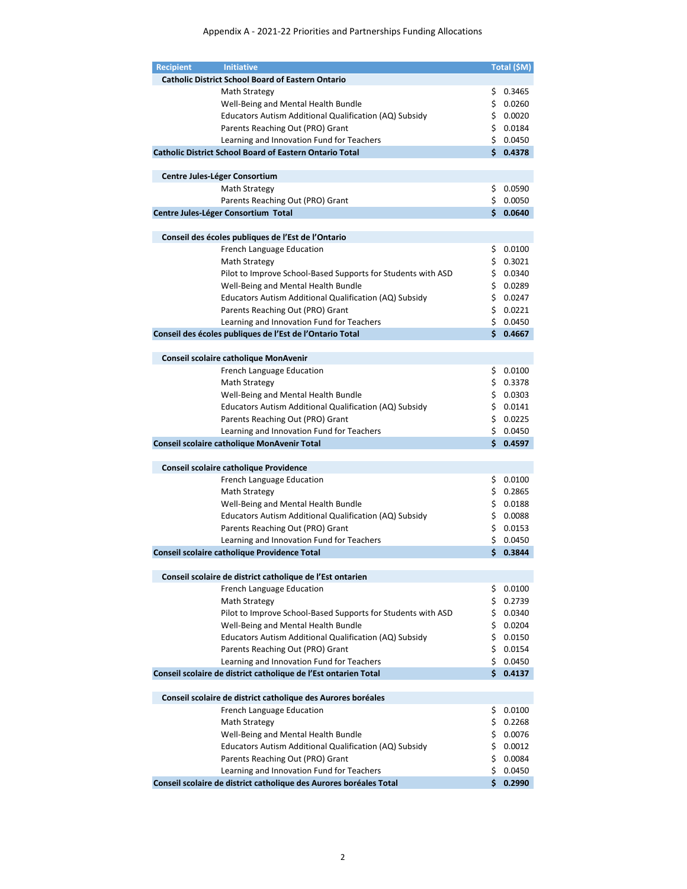Appendix A - 2021-22 Priorities and Partnerships Funding Allocations

| Recipient | Initiative | Total ($M) |
|---|---|---|
| **Catholic District School Board of Eastern Ontario** | | |
| | Math Strategy | $ 0.3465 |
| | Well-Being and Mental Health Bundle | $ 0.0260 |
| | Educators Autism Additional Qualification (AQ) Subsidy | $ 0.0020 |
| | Parents Reaching Out (PRO) Grant | $ 0.0184 |
| | Learning and Innovation Fund for Teachers | $ 0.0450 |
| **Catholic District School Board of Eastern Ontario Total** | | **$ 0.4378** |
| **Centre Jules-Léger Consortium** | | |
| | Math Strategy | $ 0.0590 |
| | Parents Reaching Out (PRO) Grant | $ 0.0050 |
| **Centre Jules-Léger Consortium Total** | | **$ 0.0640** |
| **Conseil des écoles publiques de l'Est de l'Ontario** | | |
| | French Language Education | $ 0.0100 |
| | Math Strategy | $ 0.3021 |
| | Pilot to Improve School-Based Supports for Students with ASD | $ 0.0340 |
| | Well-Being and Mental Health Bundle | $ 0.0289 |
| | Educators Autism Additional Qualification (AQ) Subsidy | $ 0.0247 |
| | Parents Reaching Out (PRO) Grant | $ 0.0221 |
| | Learning and Innovation Fund for Teachers | $ 0.0450 |
| **Conseil des écoles publiques de l'Est de l'Ontario Total** | | **$ 0.4667** |
| **Conseil scolaire catholique MonAvenir** | | |
| | French Language Education | $ 0.0100 |
| | Math Strategy | $ 0.3378 |
| | Well-Being and Mental Health Bundle | $ 0.0303 |
| | Educators Autism Additional Qualification (AQ) Subsidy | $ 0.0141 |
| | Parents Reaching Out (PRO) Grant | $ 0.0225 |
| | Learning and Innovation Fund for Teachers | $ 0.0450 |
| **Conseil scolaire catholique MonAvenir Total** | | **$ 0.4597** |
| **Conseil scolaire catholique Providence** | | |
| | French Language Education | $ 0.0100 |
| | Math Strategy | $ 0.2865 |
| | Well-Being and Mental Health Bundle | $ 0.0188 |
| | Educators Autism Additional Qualification (AQ) Subsidy | $ 0.0088 |
| | Parents Reaching Out (PRO) Grant | $ 0.0153 |
| | Learning and Innovation Fund for Teachers | $ 0.0450 |
| **Conseil scolaire catholique Providence Total** | | **$ 0.3844** |
| **Conseil scolaire de district catholique de l'Est ontarien** | | |
| | French Language Education | $ 0.0100 |
| | Math Strategy | $ 0.2739 |
| | Pilot to Improve School-Based Supports for Students with ASD | $ 0.0340 |
| | Well-Being and Mental Health Bundle | $ 0.0204 |
| | Educators Autism Additional Qualification (AQ) Subsidy | $ 0.0150 |
| | Parents Reaching Out (PRO) Grant | $ 0.0154 |
| | Learning and Innovation Fund for Teachers | $ 0.0450 |
| **Conseil scolaire de district catholique de l'Est ontarien Total** | | **$ 0.4137** |
| **Conseil scolaire de district catholique des Aurores boréales** | | |
| | French Language Education | $ 0.0100 |
| | Math Strategy | $ 0.2268 |
| | Well-Being and Mental Health Bundle | $ 0.0076 |
| | Educators Autism Additional Qualification (AQ) Subsidy | $ 0.0012 |
| | Parents Reaching Out (PRO) Grant | $ 0.0084 |
| | Learning and Innovation Fund for Teachers | $ 0.0450 |
| **Conseil scolaire de district catholique des Aurores boréales Total** | | **$ 0.2990** |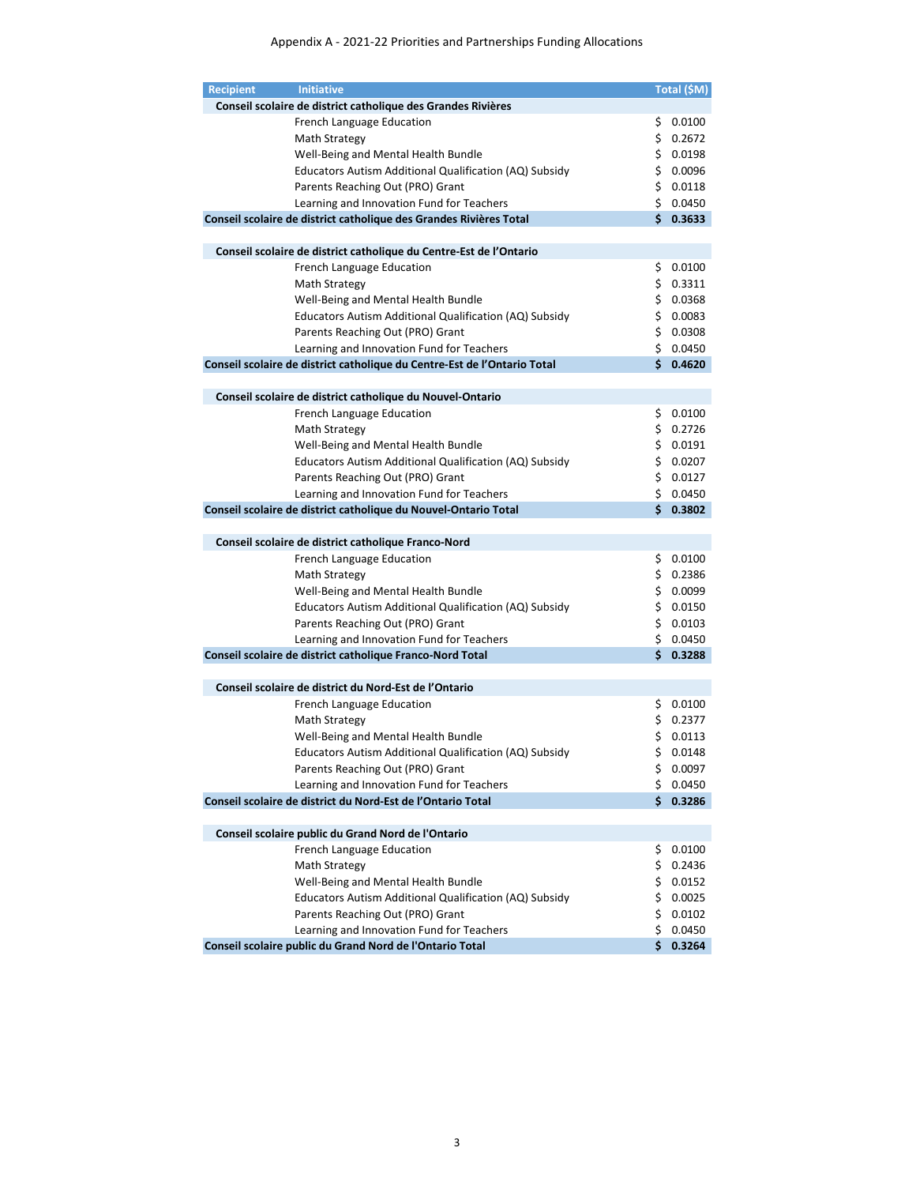Appendix A - 2021-22 Priorities and Partnerships Funding Allocations

| Recipient | Initiative | Total ($M) |
|---|---|---|
| **Conseil scolaire de district catholique des Grandes Rivières** | | |
| | French Language Education | $ 0.0100 |
| | Math Strategy | $ 0.2672 |
| | Well-Being and Mental Health Bundle | $ 0.0198 |
| | Educators Autism Additional Qualification (AQ) Subsidy | $ 0.0096 |
| | Parents Reaching Out (PRO) Grant | $ 0.0118 |
| | Learning and Innovation Fund for Teachers | $ 0.0450 |
| **Conseil scolaire de district catholique des Grandes Rivières Total** | | **$ 0.3633** |
| **Conseil scolaire de district catholique du Centre-Est de l’Ontario** | | |
| | French Language Education | $ 0.0100 |
| | Math Strategy | $ 0.3311 |
| | Well-Being and Mental Health Bundle | $ 0.0368 |
| | Educators Autism Additional Qualification (AQ) Subsidy | $ 0.0083 |
| | Parents Reaching Out (PRO) Grant | $ 0.0308 |
| | Learning and Innovation Fund for Teachers | $ 0.0450 |
| **Conseil scolaire de district catholique du Centre-Est de l’Ontario Total** | | **$ 0.4620** |
| **Conseil scolaire de district catholique du Nouvel-Ontario** | | |
| | French Language Education | $ 0.0100 |
| | Math Strategy | $ 0.2726 |
| | Well-Being and Mental Health Bundle | $ 0.0191 |
| | Educators Autism Additional Qualification (AQ) Subsidy | $ 0.0207 |
| | Parents Reaching Out (PRO) Grant | $ 0.0127 |
| | Learning and Innovation Fund for Teachers | $ 0.0450 |
| **Conseil scolaire de district catholique du Nouvel-Ontario Total** | | **$ 0.3802** |
| **Conseil scolaire de district catholique Franco-Nord** | | |
| | French Language Education | $ 0.0100 |
| | Math Strategy | $ 0.2386 |
| | Well-Being and Mental Health Bundle | $ 0.0099 |
| | Educators Autism Additional Qualification (AQ) Subsidy | $ 0.0150 |
| | Parents Reaching Out (PRO) Grant | $ 0.0103 |
| | Learning and Innovation Fund for Teachers | $ 0.0450 |
| **Conseil scolaire de district catholique Franco-Nord Total** | | **$ 0.3288** |
| **Conseil scolaire de district du Nord-Est de l’Ontario** | | |
| | French Language Education | $ 0.0100 |
| | Math Strategy | $ 0.2377 |
| | Well-Being and Mental Health Bundle | $ 0.0113 |
| | Educators Autism Additional Qualification (AQ) Subsidy | $ 0.0148 |
| | Parents Reaching Out (PRO) Grant | $ 0.0097 |
| | Learning and Innovation Fund for Teachers | $ 0.0450 |
| **Conseil scolaire de district du Nord-Est de l’Ontario Total** | | **$ 0.3286** |
| **Conseil scolaire public du Grand Nord de l'Ontario** | | |
| | French Language Education | $ 0.0100 |
| | Math Strategy | $ 0.2436 |
| | Well-Being and Mental Health Bundle | $ 0.0152 |
| | Educators Autism Additional Qualification (AQ) Subsidy | $ 0.0025 |
| | Parents Reaching Out (PRO) Grant | $ 0.0102 |
| | Learning and Innovation Fund for Teachers | $ 0.0450 |
| **Conseil scolaire public du Grand Nord de l'Ontario Total** | | **$ 0.3264** |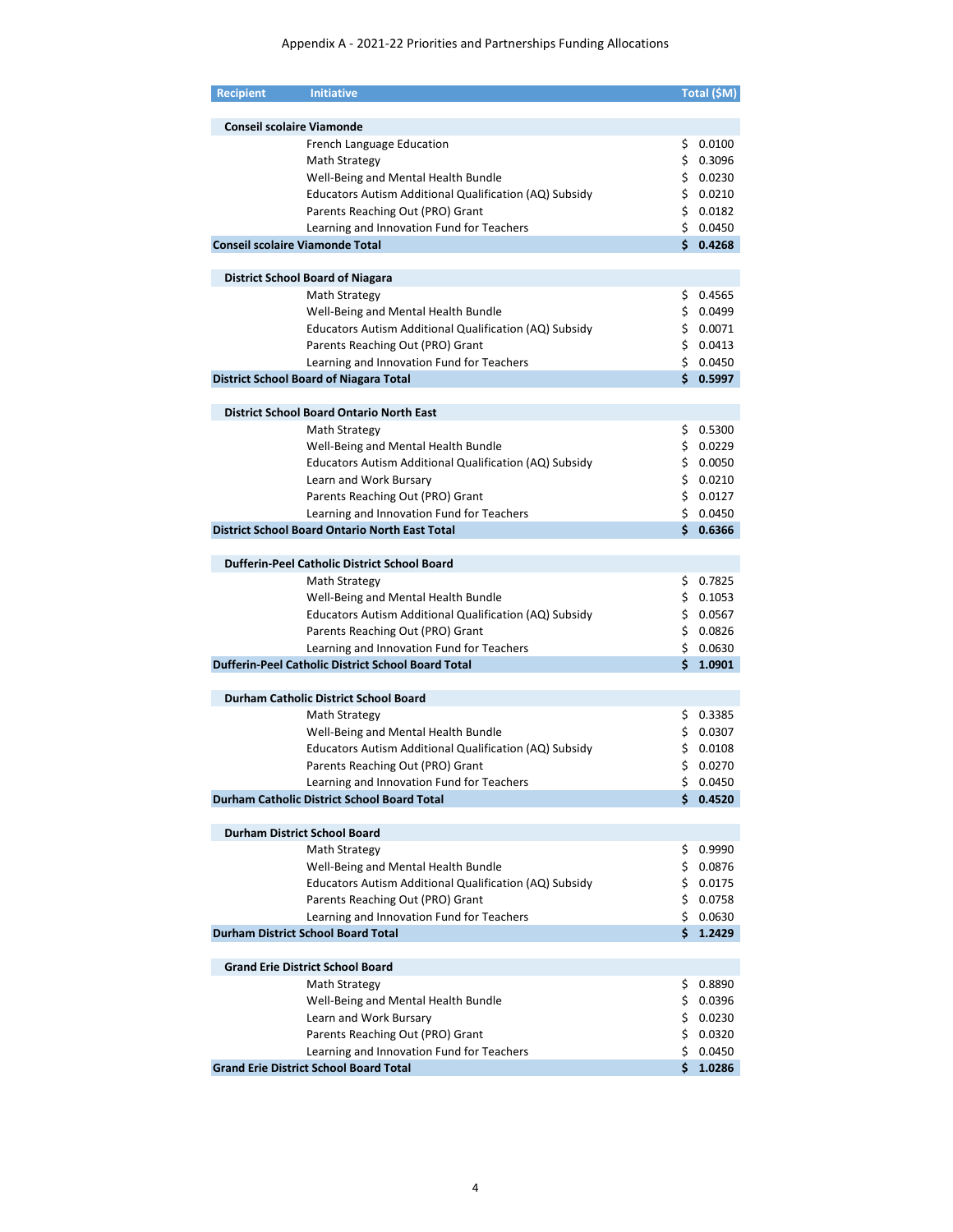Appendix A - 2021-22 Priorities and Partnerships Funding Allocations

| Recipient | Initiative | Total ($M) |
|---|---|---|
| **Conseil scolaire Viamonde** | | |
| | French Language Education | $ 0.0100 |
| | Math Strategy | $ 0.3096 |
| | Well-Being and Mental Health Bundle | $ 0.0230 |
| | Educators Autism Additional Qualification (AQ) Subsidy | $ 0.0210 |
| | Parents Reaching Out (PRO) Grant | $ 0.0182 |
| | Learning and Innovation Fund for Teachers | $ 0.0450 |
| **Conseil scolaire Viamonde Total** | | **$ 0.4268** |
| **District School Board of Niagara** | | |
| | Math Strategy | $ 0.4565 |
| | Well-Being and Mental Health Bundle | $ 0.0499 |
| | Educators Autism Additional Qualification (AQ) Subsidy | $ 0.0071 |
| | Parents Reaching Out (PRO) Grant | $ 0.0413 |
| | Learning and Innovation Fund for Teachers | $ 0.0450 |
| **District School Board of Niagara Total** | | **$ 0.5997** |
| **District School Board Ontario North East** | | |
| | Math Strategy | $ 0.5300 |
| | Well-Being and Mental Health Bundle | $ 0.0229 |
| | Educators Autism Additional Qualification (AQ) Subsidy | $ 0.0050 |
| | Learn and Work Bursary | $ 0.0210 |
| | Parents Reaching Out (PRO) Grant | $ 0.0127 |
| | Learning and Innovation Fund for Teachers | $ 0.0450 |
| **District School Board Ontario North East Total** | | **$ 0.6366** |
| **Dufferin-Peel Catholic District School Board** | | |
| | Math Strategy | $ 0.7825 |
| | Well-Being and Mental Health Bundle | $ 0.1053 |
| | Educators Autism Additional Qualification (AQ) Subsidy | $ 0.0567 |
| | Parents Reaching Out (PRO) Grant | $ 0.0826 |
| | Learning and Innovation Fund for Teachers | $ 0.0630 |
| **Dufferin-Peel Catholic District School Board Total** | | **$ 1.0901** |
| **Durham Catholic District School Board** | | |
| | Math Strategy | $ 0.3385 |
| | Well-Being and Mental Health Bundle | $ 0.0307 |
| | Educators Autism Additional Qualification (AQ) Subsidy | $ 0.0108 |
| | Parents Reaching Out (PRO) Grant | $ 0.0270 |
| | Learning and Innovation Fund for Teachers | $ 0.0450 |
| **Durham Catholic District School Board Total** | | **$ 0.4520** |
| **Durham District School Board** | | |
| | Math Strategy | $ 0.9990 |
| | Well-Being and Mental Health Bundle | $ 0.0876 |
| | Educators Autism Additional Qualification (AQ) Subsidy | $ 0.0175 |
| | Parents Reaching Out (PRO) Grant | $ 0.0758 |
| | Learning and Innovation Fund for Teachers | $ 0.0630 |
| **Durham District School Board Total** | | **$ 1.2429** |
| **Grand Erie District School Board** | | |
| | Math Strategy | $ 0.8890 |
| | Well-Being and Mental Health Bundle | $ 0.0396 |
| | Learn and Work Bursary | $ 0.0230 |
| | Parents Reaching Out (PRO) Grant | $ 0.0320 |
| | Learning and Innovation Fund for Teachers | $ 0.0450 |
| **Grand Erie District School Board Total** | | **$ 1.0286** |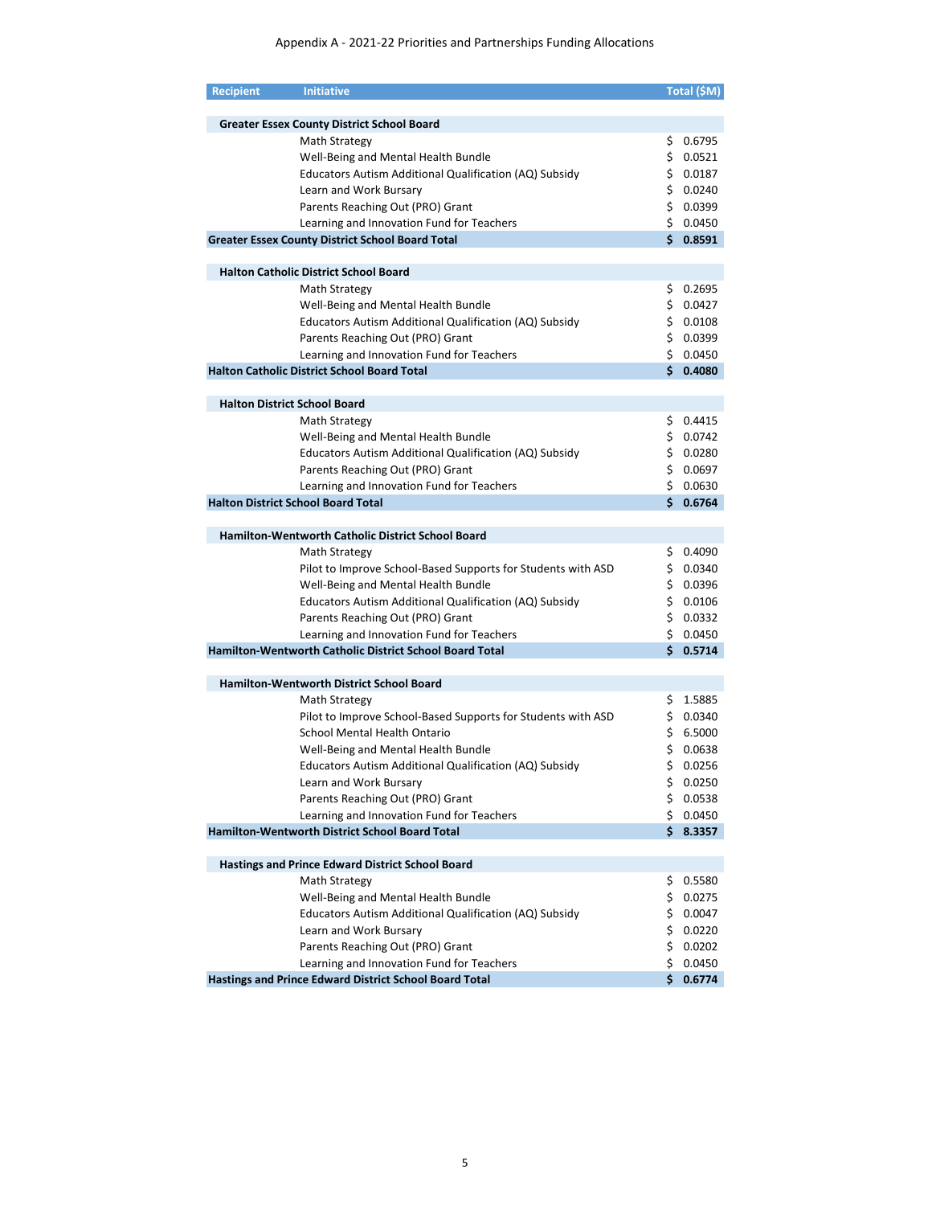Appendix A - 2021-22 Priorities and Partnerships Funding Allocations

| Recipient | Initiative | Total ($M) |
|---|---|---|
| **Greater Essex County District School Board** | | |
| | Math Strategy | $ 0.6795 |
| | Well-Being and Mental Health Bundle | $ 0.0521 |
| | Educators Autism Additional Qualification (AQ) Subsidy | $ 0.0187 |
| | Learn and Work Bursary | $ 0.0240 |
| | Parents Reaching Out (PRO) Grant | $ 0.0399 |
| | Learning and Innovation Fund for Teachers | $ 0.0450 |
| **Greater Essex County District School Board Total** | | **$ 0.8591** |
| **Halton Catholic District School Board** | | |
| | Math Strategy | $ 0.2695 |
| | Well-Being and Mental Health Bundle | $ 0.0427 |
| | Educators Autism Additional Qualification (AQ) Subsidy | $ 0.0108 |
| | Parents Reaching Out (PRO) Grant | $ 0.0399 |
| | Learning and Innovation Fund for Teachers | $ 0.0450 |
| **Halton Catholic District School Board Total** | | **$ 0.4080** |
| **Halton District School Board** | | |
| | Math Strategy | $ 0.4415 |
| | Well-Being and Mental Health Bundle | $ 0.0742 |
| | Educators Autism Additional Qualification (AQ) Subsidy | $ 0.0280 |
| | Parents Reaching Out (PRO) Grant | $ 0.0697 |
| | Learning and Innovation Fund for Teachers | $ 0.0630 |
| **Halton District School Board Total** | | **$ 0.6764** |
| **Hamilton-Wentworth Catholic District School Board** | | |
| | Math Strategy | $ 0.4090 |
| | Pilot to Improve School-Based Supports for Students with ASD | $ 0.0340 |
| | Well-Being and Mental Health Bundle | $ 0.0396 |
| | Educators Autism Additional Qualification (AQ) Subsidy | $ 0.0106 |
| | Parents Reaching Out (PRO) Grant | $ 0.0332 |
| | Learning and Innovation Fund for Teachers | $ 0.0450 |
| **Hamilton-Wentworth Catholic District School Board Total** | | **$ 0.5714** |
| **Hamilton-Wentworth District School Board** | | |
| | Math Strategy | $ 1.5885 |
| | Pilot to Improve School-Based Supports for Students with ASD | $ 0.0340 |
| | School Mental Health Ontario | $ 6.5000 |
| | Well-Being and Mental Health Bundle | $ 0.0638 |
| | Educators Autism Additional Qualification (AQ) Subsidy | $ 0.0256 |
| | Learn and Work Bursary | $ 0.0250 |
| | Parents Reaching Out (PRO) Grant | $ 0.0538 |
| | Learning and Innovation Fund for Teachers | $ 0.0450 |
| **Hamilton-Wentworth District School Board Total** | | **$ 8.3357** |
| **Hastings and Prince Edward District School Board** | | |
| | Math Strategy | $ 0.5580 |
| | Well-Being and Mental Health Bundle | $ 0.0275 |
| | Educators Autism Additional Qualification (AQ) Subsidy | $ 0.0047 |
| | Learn and Work Bursary | $ 0.0220 |
| | Parents Reaching Out (PRO) Grant | $ 0.0202 |
| | Learning and Innovation Fund for Teachers | $ 0.0450 |
| **Hastings and Prince Edward District School Board Total** | | **$ 0.6774** |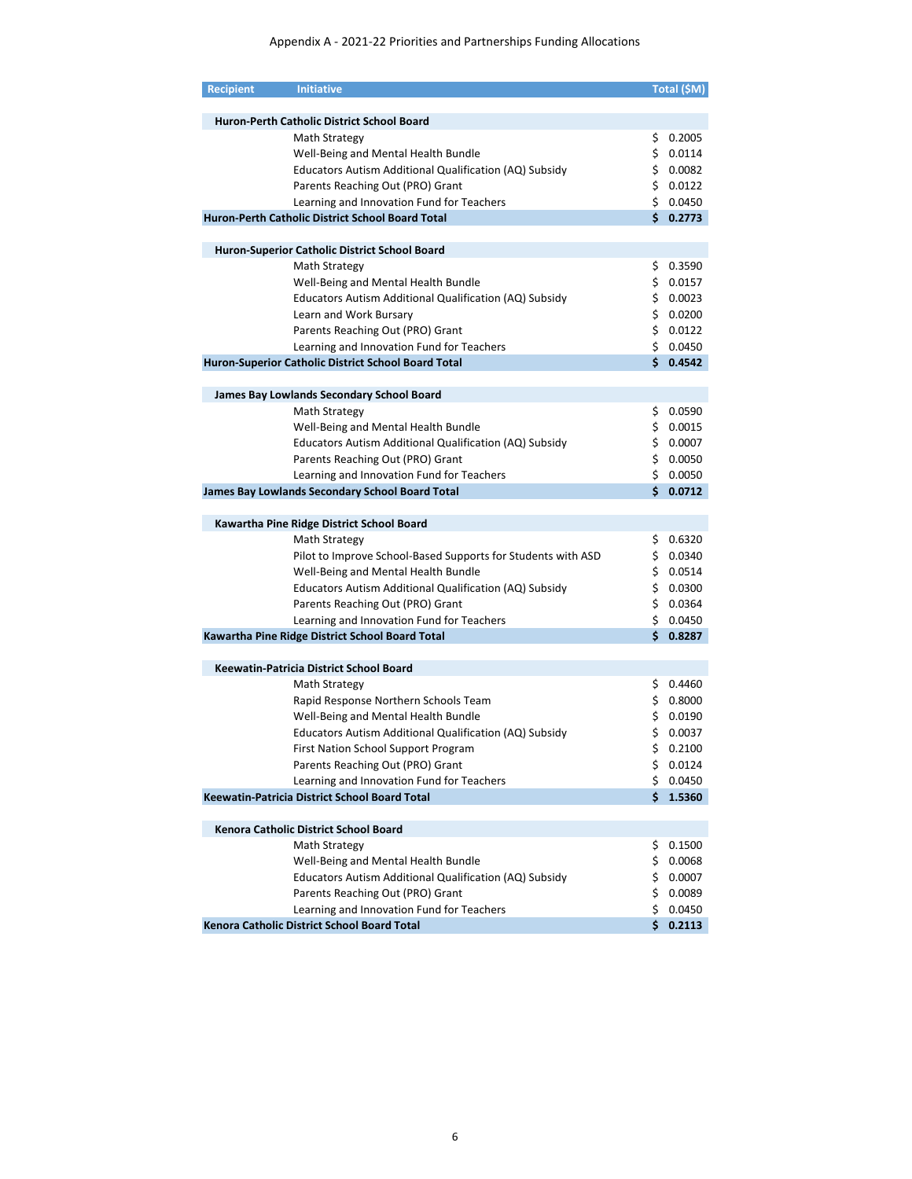Appendix A - 2021-22 Priorities and Partnerships Funding Allocations

| Recipient | Initiative | Total ($M) |
|---|---|---|
| **Huron-Perth Catholic District School Board** | | |
| | Math Strategy | $ 0.2005 |
| | Well-Being and Mental Health Bundle | $ 0.0114 |
| | Educators Autism Additional Qualification (AQ) Subsidy | $ 0.0082 |
| | Parents Reaching Out (PRO) Grant | $ 0.0122 |
| | Learning and Innovation Fund for Teachers | $ 0.0450 |
| **Huron-Perth Catholic District School Board Total** | | **$ 0.2773** |
| **Huron-Superior Catholic District School Board** | | |
| | Math Strategy | $ 0.3590 |
| | Well-Being and Mental Health Bundle | $ 0.0157 |
| | Educators Autism Additional Qualification (AQ) Subsidy | $ 0.0023 |
| | Learn and Work Bursary | $ 0.0200 |
| | Parents Reaching Out (PRO) Grant | $ 0.0122 |
| | Learning and Innovation Fund for Teachers | $ 0.0450 |
| **Huron-Superior Catholic District School Board Total** | | **$ 0.4542** |
| **James Bay Lowlands Secondary School Board** | | |
| | Math Strategy | $ 0.0590 |
| | Well-Being and Mental Health Bundle | $ 0.0015 |
| | Educators Autism Additional Qualification (AQ) Subsidy | $ 0.0007 |
| | Parents Reaching Out (PRO) Grant | $ 0.0050 |
| | Learning and Innovation Fund for Teachers | $ 0.0050 |
| **James Bay Lowlands Secondary School Board Total** | | **$ 0.0712** |
| **Kawartha Pine Ridge District School Board** | | |
| | Math Strategy | $ 0.6320 |
| | Pilot to Improve School-Based Supports for Students with ASD | $ 0.0340 |
| | Well-Being and Mental Health Bundle | $ 0.0514 |
| | Educators Autism Additional Qualification (AQ) Subsidy | $ 0.0300 |
| | Parents Reaching Out (PRO) Grant | $ 0.0364 |
| | Learning and Innovation Fund for Teachers | $ 0.0450 |
| **Kawartha Pine Ridge District School Board Total** | | **$ 0.8287** |
| **Keewatin-Patricia District School Board** | | |
| | Math Strategy | $ 0.4460 |
| | Rapid Response Northern Schools Team | $ 0.8000 |
| | Well-Being and Mental Health Bundle | $ 0.0190 |
| | Educators Autism Additional Qualification (AQ) Subsidy | $ 0.0037 |
| | First Nation School Support Program | $ 0.2100 |
| | Parents Reaching Out (PRO) Grant | $ 0.0124 |
| | Learning and Innovation Fund for Teachers | $ 0.0450 |
| **Keewatin-Patricia District School Board Total** | | **$ 1.5360** |
| **Kenora Catholic District School Board** | | |
| | Math Strategy | $ 0.1500 |
| | Well-Being and Mental Health Bundle | $ 0.0068 |
| | Educators Autism Additional Qualification (AQ) Subsidy | $ 0.0007 |
| | Parents Reaching Out (PRO) Grant | $ 0.0089 |
| | Learning and Innovation Fund for Teachers | $ 0.0450 |
| **Kenora Catholic District School Board Total** | | **$ 0.2113** |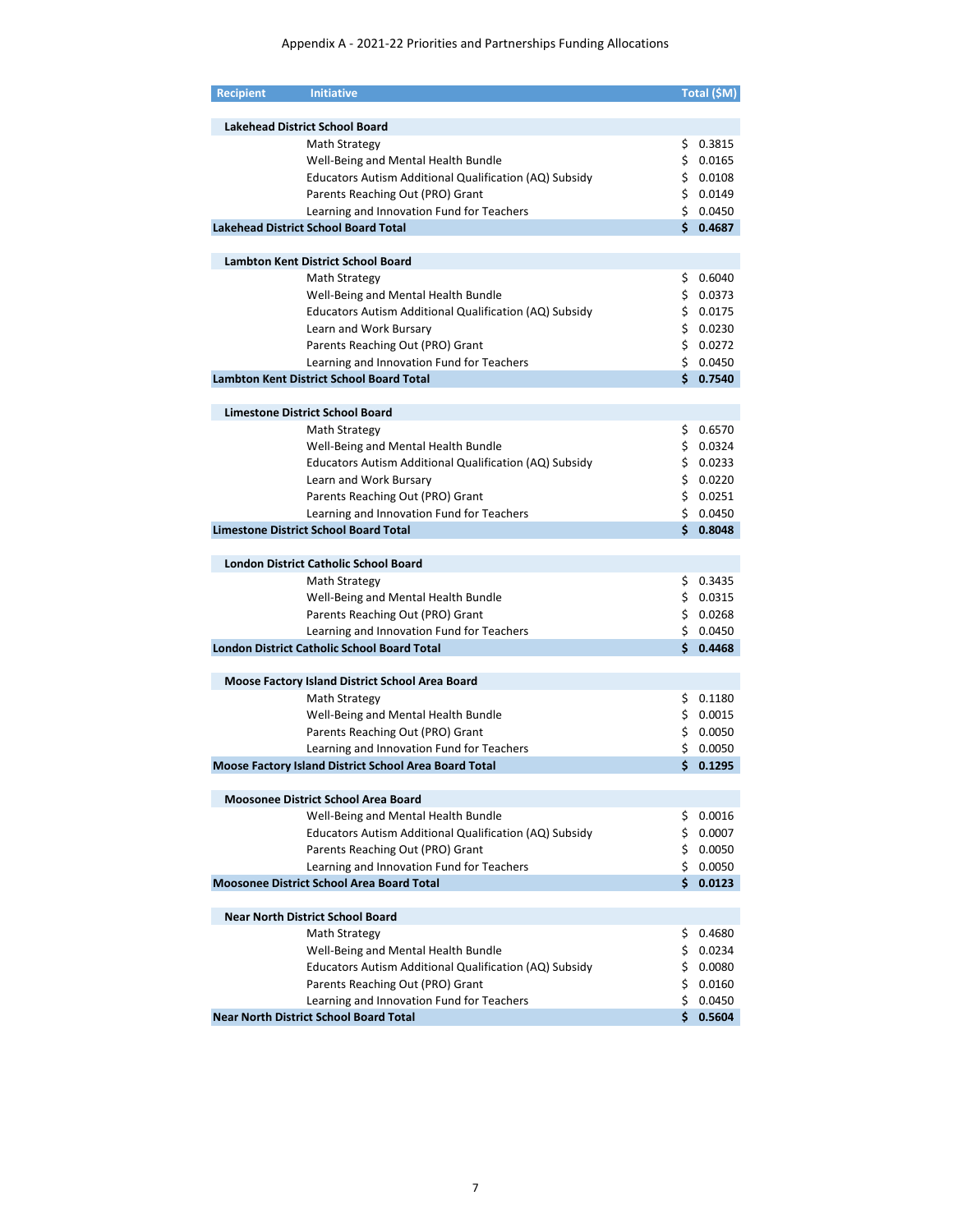Appendix A - 2021-22 Priorities and Partnerships Funding Allocations

| Recipient | Initiative | Total ($M) |
|---|---|---|
| **Lakehead District School Board** | | |
| | Math Strategy | $ 0.3815 |
| | Well-Being and Mental Health Bundle | $ 0.0165 |
| | Educators Autism Additional Qualification (AQ) Subsidy | $ 0.0108 |
| | Parents Reaching Out (PRO) Grant | $ 0.0149 |
| | Learning and Innovation Fund for Teachers | $ 0.0450 |
| **Lakehead District School Board Total** | | **$ 0.4687** |
| **Lambton Kent District School Board** | | |
| | Math Strategy | $ 0.6040 |
| | Well-Being and Mental Health Bundle | $ 0.0373 |
| | Educators Autism Additional Qualification (AQ) Subsidy | $ 0.0175 |
| | Learn and Work Bursary | $ 0.0230 |
| | Parents Reaching Out (PRO) Grant | $ 0.0272 |
| | Learning and Innovation Fund for Teachers | $ 0.0450 |
| **Lambton Kent District School Board Total** | | **$ 0.7540** |
| **Limestone District School Board** | | |
| | Math Strategy | $ 0.6570 |
| | Well-Being and Mental Health Bundle | $ 0.0324 |
| | Educators Autism Additional Qualification (AQ) Subsidy | $ 0.0233 |
| | Learn and Work Bursary | $ 0.0220 |
| | Parents Reaching Out (PRO) Grant | $ 0.0251 |
| | Learning and Innovation Fund for Teachers | $ 0.0450 |
| **Limestone District School Board Total** | | **$ 0.8048** |
| **London District Catholic School Board** | | |
| | Math Strategy | $ 0.3435 |
| | Well-Being and Mental Health Bundle | $ 0.0315 |
| | Parents Reaching Out (PRO) Grant | $ 0.0268 |
| | Learning and Innovation Fund for Teachers | $ 0.0450 |
| **London District Catholic School Board Total** | | **$ 0.4468** |
| **Moose Factory Island District School Area Board** | | |
| | Math Strategy | $ 0.1180 |
| | Well-Being and Mental Health Bundle | $ 0.0015 |
| | Parents Reaching Out (PRO) Grant | $ 0.0050 |
| | Learning and Innovation Fund for Teachers | $ 0.0050 |
| **Moose Factory Island District School Area Board Total** | | **$ 0.1295** |
| **Moosonee District School Area Board** | | |
| | Well-Being and Mental Health Bundle | $ 0.0016 |
| | Educators Autism Additional Qualification (AQ) Subsidy | $ 0.0007 |
| | Parents Reaching Out (PRO) Grant | $ 0.0050 |
| | Learning and Innovation Fund for Teachers | $ 0.0050 |
| **Moosonee District School Area Board Total** | | **$ 0.0123** |
| **Near North District School Board** | | |
| | Math Strategy | $ 0.4680 |
| | Well-Being and Mental Health Bundle | $ 0.0234 |
| | Educators Autism Additional Qualification (AQ) Subsidy | $ 0.0080 |
| | Parents Reaching Out (PRO) Grant | $ 0.0160 |
| | Learning and Innovation Fund for Teachers | $ 0.0450 |
| **Near North District School Board Total** | | **$ 0.5604** |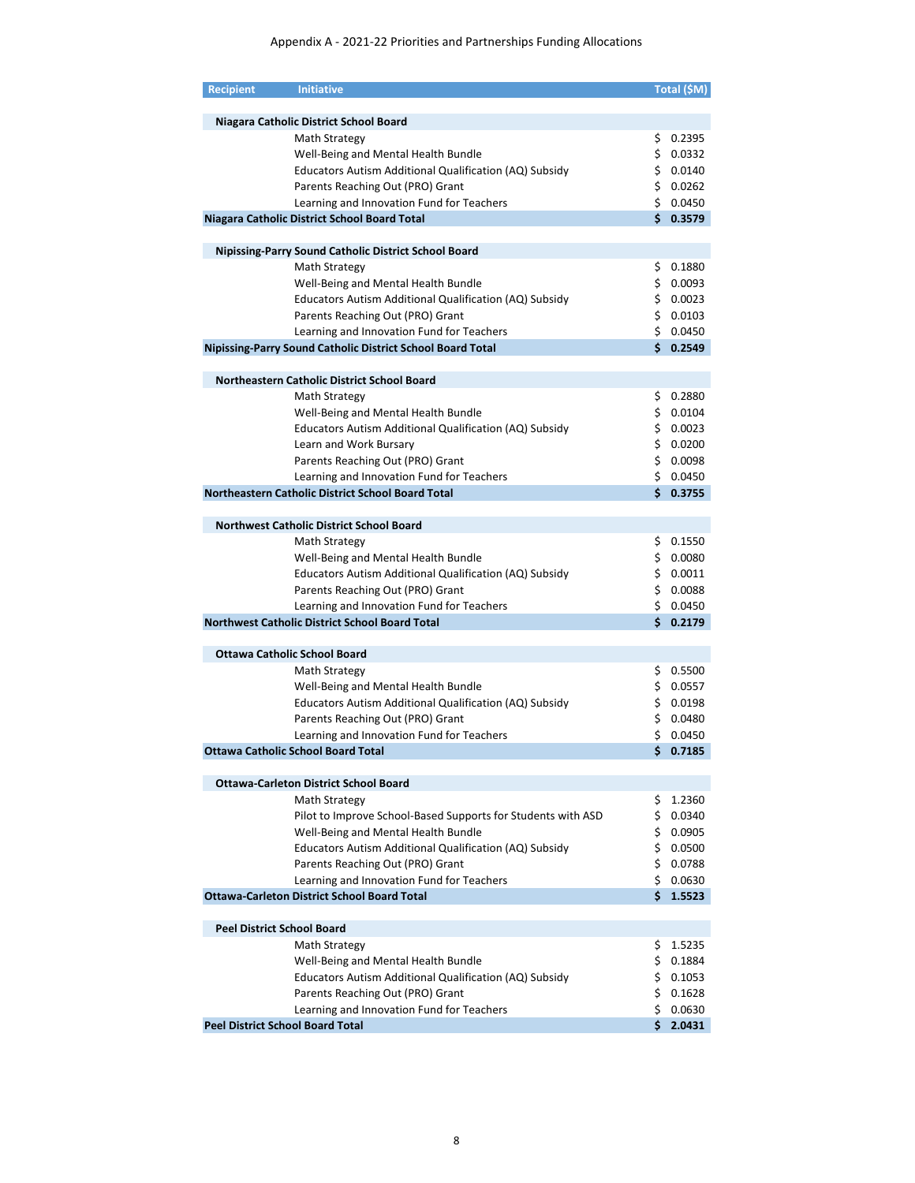Appendix A - 2021-22 Priorities and Partnerships Funding Allocations

| Recipient | Initiative | Total ($M) |
|---|---|---|
| **Niagara Catholic District School Board** | | |
| | Math Strategy | $ 0.2395 |
| | Well-Being and Mental Health Bundle | $ 0.0332 |
| | Educators Autism Additional Qualification (AQ) Subsidy | $ 0.0140 |
| | Parents Reaching Out (PRO) Grant | $ 0.0262 |
| | Learning and Innovation Fund for Teachers | $ 0.0450 |
| **Niagara Catholic District School Board Total** | | **$ 0.3579** |
| **Nipissing-Parry Sound Catholic District School Board** | | |
| | Math Strategy | $ 0.1880 |
| | Well-Being and Mental Health Bundle | $ 0.0093 |
| | Educators Autism Additional Qualification (AQ) Subsidy | $ 0.0023 |
| | Parents Reaching Out (PRO) Grant | $ 0.0103 |
| | Learning and Innovation Fund for Teachers | $ 0.0450 |
| **Nipissing-Parry Sound Catholic District School Board Total** | | **$ 0.2549** |
| **Northeastern Catholic District School Board** | | |
| | Math Strategy | $ 0.2880 |
| | Well-Being and Mental Health Bundle | $ 0.0104 |
| | Educators Autism Additional Qualification (AQ) Subsidy | $ 0.0023 |
| | Learn and Work Bursary | $ 0.0200 |
| | Parents Reaching Out (PRO) Grant | $ 0.0098 |
| | Learning and Innovation Fund for Teachers | $ 0.0450 |
| **Northeastern Catholic District School Board Total** | | **$ 0.3755** |
| **Northwest Catholic District School Board** | | |
| | Math Strategy | $ 0.1550 |
| | Well-Being and Mental Health Bundle | $ 0.0080 |
| | Educators Autism Additional Qualification (AQ) Subsidy | $ 0.0011 |
| | Parents Reaching Out (PRO) Grant | $ 0.0088 |
| | Learning and Innovation Fund for Teachers | $ 0.0450 |
| **Northwest Catholic District School Board Total** | | **$ 0.2179** |
| **Ottawa Catholic School Board** | | |
| | Math Strategy | $ 0.5500 |
| | Well-Being and Mental Health Bundle | $ 0.0557 |
| | Educators Autism Additional Qualification (AQ) Subsidy | $ 0.0198 |
| | Parents Reaching Out (PRO) Grant | $ 0.0480 |
| | Learning and Innovation Fund for Teachers | $ 0.0450 |
| **Ottawa Catholic School Board Total** | | **$ 0.7185** |
| **Ottawa-Carleton District School Board** | | |
| | Math Strategy | $ 1.2360 |
| | Pilot to Improve School-Based Supports for Students with ASD | $ 0.0340 |
| | Well-Being and Mental Health Bundle | $ 0.0905 |
| | Educators Autism Additional Qualification (AQ) Subsidy | $ 0.0500 |
| | Parents Reaching Out (PRO) Grant | $ 0.0788 |
| | Learning and Innovation Fund for Teachers | $ 0.0630 |
| **Ottawa-Carleton District School Board Total** | | **$ 1.5523** |
| **Peel District School Board** | | |
| | Math Strategy | $ 1.5235 |
| | Well-Being and Mental Health Bundle | $ 0.1884 |
| | Educators Autism Additional Qualification (AQ) Subsidy | $ 0.1053 |
| | Parents Reaching Out (PRO) Grant | $ 0.1628 |
| | Learning and Innovation Fund for Teachers | $ 0.0630 |
| **Peel District School Board Total** | | **$ 2.0431** |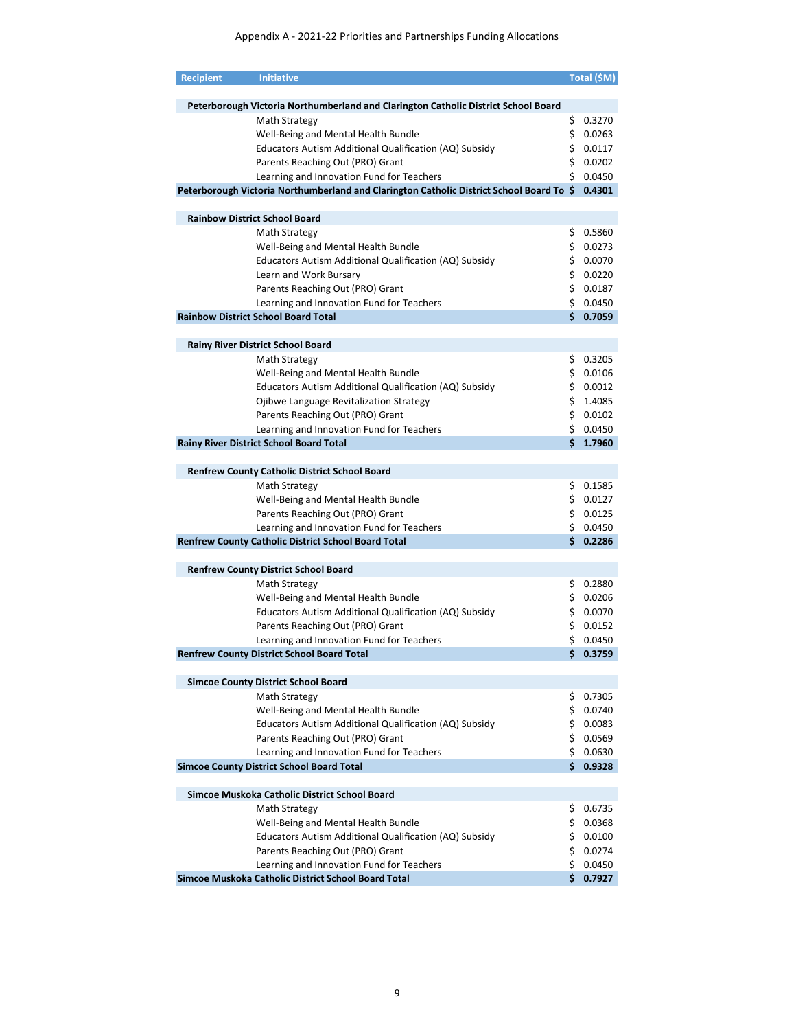Appendix A - 2021-22 Priorities and Partnerships Funding Allocations

| Recipient | Initiative | Total ($M) |
|---|---|---|
| **Peterborough Victoria Northumberland and Clarington Catholic District School Board** | | |
| | Math Strategy | $ 0.3270 |
| | Well-Being and Mental Health Bundle | $ 0.0263 |
| | Educators Autism Additional Qualification (AQ) Subsidy | $ 0.0117 |
| | Parents Reaching Out (PRO) Grant | $ 0.0202 |
| | Learning and Innovation Fund for Teachers | $ 0.0450 |
| **Peterborough Victoria Northumberland and Clarington Catholic District School Board To** | | **$ 0.4301** |
| **Rainbow District School Board** | | |
| | Math Strategy | $ 0.5860 |
| | Well-Being and Mental Health Bundle | $ 0.0273 |
| | Educators Autism Additional Qualification (AQ) Subsidy | $ 0.0070 |
| | Learn and Work Bursary | $ 0.0220 |
| | Parents Reaching Out (PRO) Grant | $ 0.0187 |
| | Learning and Innovation Fund for Teachers | $ 0.0450 |
| **Rainbow District School Board Total** | | **$ 0.7059** |
| **Rainy River District School Board** | | |
| | Math Strategy | $ 0.3205 |
| | Well-Being and Mental Health Bundle | $ 0.0106 |
| | Educators Autism Additional Qualification (AQ) Subsidy | $ 0.0012 |
| | Ojibwe Language Revitalization Strategy | $ 1.4085 |
| | Parents Reaching Out (PRO) Grant | $ 0.0102 |
| | Learning and Innovation Fund for Teachers | $ 0.0450 |
| **Rainy River District School Board Total** | | **$ 1.7960** |
| **Renfrew County Catholic District School Board** | | |
| | Math Strategy | $ 0.1585 |
| | Well-Being and Mental Health Bundle | $ 0.0127 |
| | Parents Reaching Out (PRO) Grant | $ 0.0125 |
| | Learning and Innovation Fund for Teachers | $ 0.0450 |
| **Renfrew County Catholic District School Board Total** | | **$ 0.2286** |
| **Renfrew County District School Board** | | |
| | Math Strategy | $ 0.2880 |
| | Well-Being and Mental Health Bundle | $ 0.0206 |
| | Educators Autism Additional Qualification (AQ) Subsidy | $ 0.0070 |
| | Parents Reaching Out (PRO) Grant | $ 0.0152 |
| | Learning and Innovation Fund for Teachers | $ 0.0450 |
| **Renfrew County District School Board Total** | | **$ 0.3759** |
| **Simcoe County District School Board** | | |
| | Math Strategy | $ 0.7305 |
| | Well-Being and Mental Health Bundle | $ 0.0740 |
| | Educators Autism Additional Qualification (AQ) Subsidy | $ 0.0083 |
| | Parents Reaching Out (PRO) Grant | $ 0.0569 |
| | Learning and Innovation Fund for Teachers | $ 0.0630 |
| **Simcoe County District School Board Total** | | **$ 0.9328** |
| **Simcoe Muskoka Catholic District School Board** | | |
| | Math Strategy | $ 0.6735 |
| | Well-Being and Mental Health Bundle | $ 0.0368 |
| | Educators Autism Additional Qualification (AQ) Subsidy | $ 0.0100 |
| | Parents Reaching Out (PRO) Grant | $ 0.0274 |
| | Learning and Innovation Fund for Teachers | $ 0.0450 |
| **Simcoe Muskoka Catholic District School Board Total** | | **$ 0.7927** |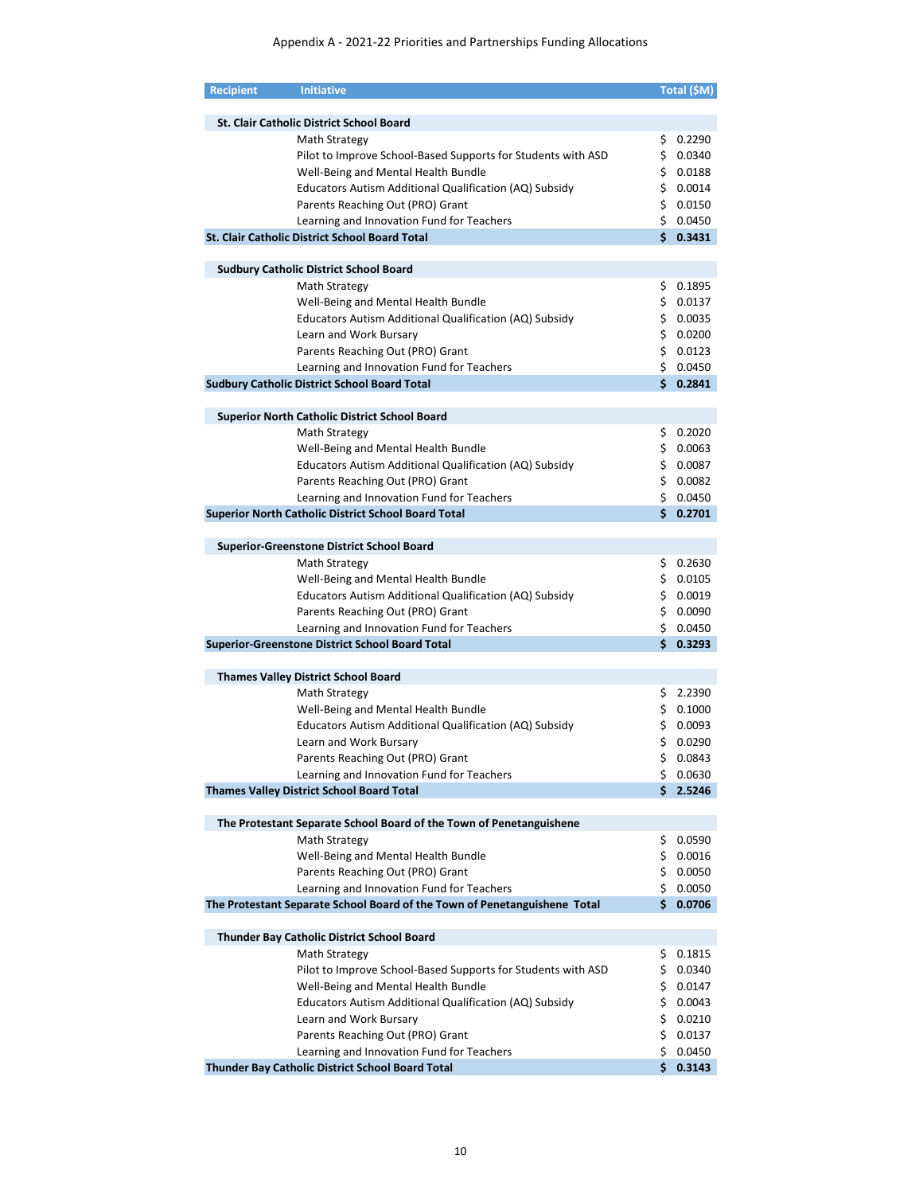Appendix A - 2021-22 Priorities and Partnerships Funding Allocations

| Recipient | Initiative | Total ($M) |
|---|---|---|
| **St. Clair Catholic District School Board** | | |
| | Math Strategy | $ 0.2290 |
| | Pilot to Improve School-Based Supports for Students with ASD | $ 0.0340 |
| | Well-Being and Mental Health Bundle | $ 0.0188 |
| | Educators Autism Additional Qualification (AQ) Subsidy | $ 0.0014 |
| | Parents Reaching Out (PRO) Grant | $ 0.0150 |
| | Learning and Innovation Fund for Teachers | $ 0.0450 |
| **St. Clair Catholic District School Board Total** | | **$ 0.3431** |
| **Sudbury Catholic District School Board** | | |
| | Math Strategy | $ 0.1895 |
| | Well-Being and Mental Health Bundle | $ 0.0137 |
| | Educators Autism Additional Qualification (AQ) Subsidy | $ 0.0035 |
| | Learn and Work Bursary | $ 0.0200 |
| | Parents Reaching Out (PRO) Grant | $ 0.0123 |
| | Learning and Innovation Fund for Teachers | $ 0.0450 |
| **Sudbury Catholic District School Board Total** | | **$ 0.2841** |
| **Superior North Catholic District School Board** | | |
| | Math Strategy | $ 0.2020 |
| | Well-Being and Mental Health Bundle | $ 0.0063 |
| | Educators Autism Additional Qualification (AQ) Subsidy | $ 0.0087 |
| | Parents Reaching Out (PRO) Grant | $ 0.0082 |
| | Learning and Innovation Fund for Teachers | $ 0.0450 |
| **Superior North Catholic District School Board Total** | | **$ 0.2701** |
| **Superior-Greenstone District School Board** | | |
| | Math Strategy | $ 0.2630 |
| | Well-Being and Mental Health Bundle | $ 0.0105 |
| | Educators Autism Additional Qualification (AQ) Subsidy | $ 0.0019 |
| | Parents Reaching Out (PRO) Grant | $ 0.0090 |
| | Learning and Innovation Fund for Teachers | $ 0.0450 |
| **Superior-Greenstone District School Board Total** | | **$ 0.3293** |
| **Thames Valley District School Board** | | |
| | Math Strategy | $ 2.2390 |
| | Well-Being and Mental Health Bundle | $ 0.1000 |
| | Educators Autism Additional Qualification (AQ) Subsidy | $ 0.0093 |
| | Learn and Work Bursary | $ 0.0290 |
| | Parents Reaching Out (PRO) Grant | $ 0.0843 |
| | Learning and Innovation Fund for Teachers | $ 0.0630 |
| **Thames Valley District School Board Total** | | **$ 2.5246** |
| **The Protestant Separate School Board of the Town of Penetanguishene** | | |
| | Math Strategy | $ 0.0590 |
| | Well-Being and Mental Health Bundle | $ 0.0016 |
| | Parents Reaching Out (PRO) Grant | $ 0.0050 |
| | Learning and Innovation Fund for Teachers | $ 0.0050 |
| **The Protestant Separate School Board of the Town of Penetanguishene Total** | | **$ 0.0706** |
| **Thunder Bay Catholic District School Board** | | |
| | Math Strategy | $ 0.1815 |
| | Pilot to Improve School-Based Supports for Students with ASD | $ 0.0340 |
| | Well-Being and Mental Health Bundle | $ 0.0147 |
| | Educators Autism Additional Qualification (AQ) Subsidy | $ 0.0043 |
| | Learn and Work Bursary | $ 0.0210 |
| | Parents Reaching Out (PRO) Grant | $ 0.0137 |
| | Learning and Innovation Fund for Teachers | $ 0.0450 |
| **Thunder Bay Catholic District School Board Total** | | **$ 0.3143** |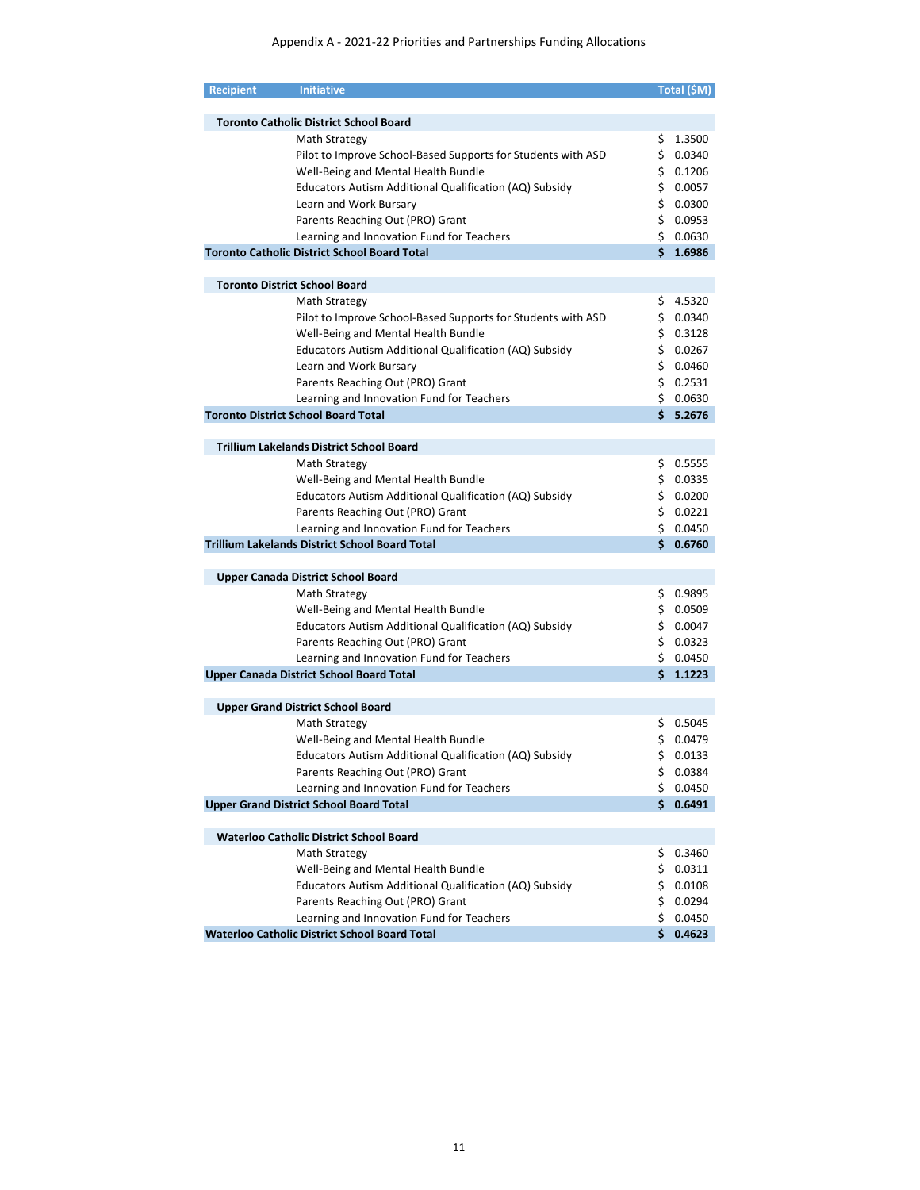Appendix A - 2021-22 Priorities and Partnerships Funding Allocations

| Recipient | Initiative | Total ($M) |
|---|---|---|
| **Toronto Catholic District School Board** | | |
| | Math Strategy | $ 1.3500 |
| | Pilot to Improve School-Based Supports for Students with ASD | $ 0.0340 |
| | Well-Being and Mental Health Bundle | $ 0.1206 |
| | Educators Autism Additional Qualification (AQ) Subsidy | $ 0.0057 |
| | Learn and Work Bursary | $ 0.0300 |
| | Parents Reaching Out (PRO) Grant | $ 0.0953 |
| | Learning and Innovation Fund for Teachers | $ 0.0630 |
| **Toronto Catholic District School Board Total** | | **$ 1.6986** |
| **Toronto District School Board** | | |
| | Math Strategy | $ 4.5320 |
| | Pilot to Improve School-Based Supports for Students with ASD | $ 0.0340 |
| | Well-Being and Mental Health Bundle | $ 0.3128 |
| | Educators Autism Additional Qualification (AQ) Subsidy | $ 0.0267 |
| | Learn and Work Bursary | $ 0.0460 |
| | Parents Reaching Out (PRO) Grant | $ 0.2531 |
| | Learning and Innovation Fund for Teachers | $ 0.0630 |
| **Toronto District School Board Total** | | **$ 5.2676** |
| **Trillium Lakelands District School Board** | | |
| | Math Strategy | $ 0.5555 |
| | Well-Being and Mental Health Bundle | $ 0.0335 |
| | Educators Autism Additional Qualification (AQ) Subsidy | $ 0.0200 |
| | Parents Reaching Out (PRO) Grant | $ 0.0221 |
| | Learning and Innovation Fund for Teachers | $ 0.0450 |
| **Trillium Lakelands District School Board Total** | | **$ 0.6760** |
| **Upper Canada District School Board** | | |
| | Math Strategy | $ 0.9895 |
| | Well-Being and Mental Health Bundle | $ 0.0509 |
| | Educators Autism Additional Qualification (AQ) Subsidy | $ 0.0047 |
| | Parents Reaching Out (PRO) Grant | $ 0.0323 |
| | Learning and Innovation Fund for Teachers | $ 0.0450 |
| **Upper Canada District School Board Total** | | **$ 1.1223** |
| **Upper Grand District School Board** | | |
| | Math Strategy | $ 0.5045 |
| | Well-Being and Mental Health Bundle | $ 0.0479 |
| | Educators Autism Additional Qualification (AQ) Subsidy | $ 0.0133 |
| | Parents Reaching Out (PRO) Grant | $ 0.0384 |
| | Learning and Innovation Fund for Teachers | $ 0.0450 |
| **Upper Grand District School Board Total** | | **$ 0.6491** |
| **Waterloo Catholic District School Board** | | |
| | Math Strategy | $ 0.3460 |
| | Well-Being and Mental Health Bundle | $ 0.0311 |
| | Educators Autism Additional Qualification (AQ) Subsidy | $ 0.0108 |
| | Parents Reaching Out (PRO) Grant | $ 0.0294 |
| | Learning and Innovation Fund for Teachers | $ 0.0450 |
| **Waterloo Catholic District School Board Total** | | **$ 0.4623** |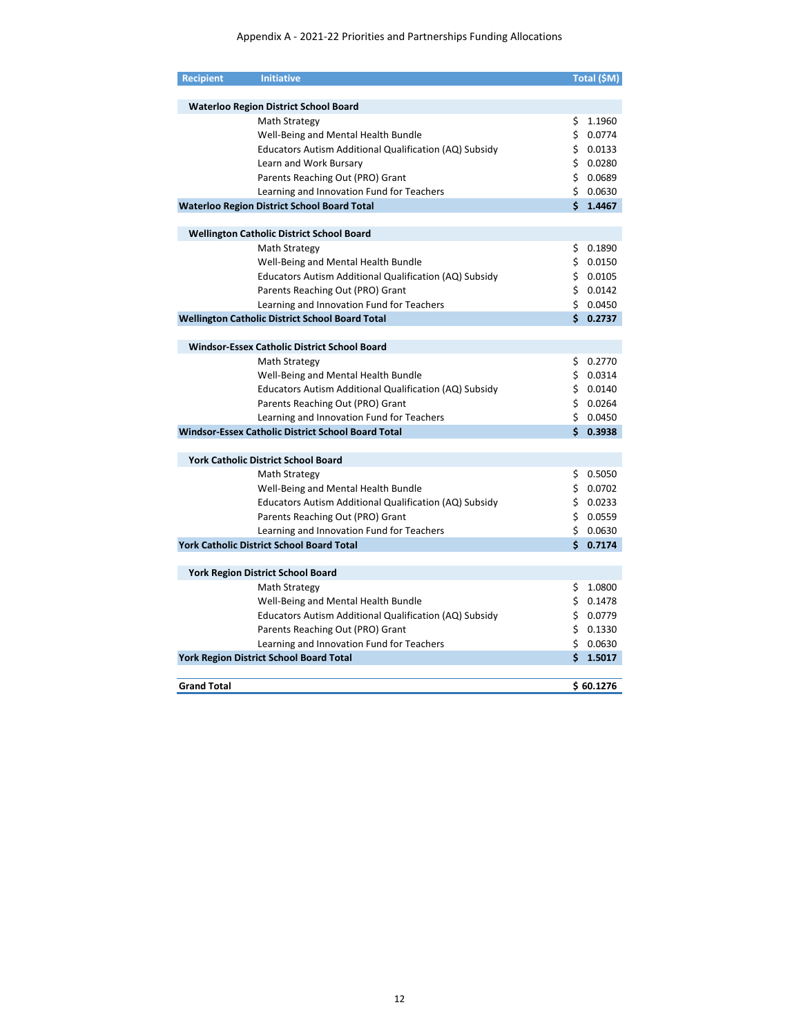Appendix A - 2021-22 Priorities and Partnerships Funding Allocations

| Recipient | Initiative | Total ($M) |
| --- | --- | --- |
| **Waterloo Region District School Board** | | |
| | Math Strategy | $ 1.1960 |
| | Well-Being and Mental Health Bundle | $ 0.0774 |
| | Educators Autism Additional Qualification (AQ) Subsidy | $ 0.0133 |
| | Learn and Work Bursary | $ 0.0280 |
| | Parents Reaching Out (PRO) Grant | $ 0.0689 |
| | Learning and Innovation Fund for Teachers | $ 0.0630 |
| **Waterloo Region District School Board Total** | | **$ 1.4467** |
| **Wellington Catholic District School Board** | | |
| | Math Strategy | $ 0.1890 |
| | Well-Being and Mental Health Bundle | $ 0.0150 |
| | Educators Autism Additional Qualification (AQ) Subsidy | $ 0.0105 |
| | Parents Reaching Out (PRO) Grant | $ 0.0142 |
| | Learning and Innovation Fund for Teachers | $ 0.0450 |
| **Wellington Catholic District School Board Total** | | **$ 0.2737** |
| **Windsor-Essex Catholic District School Board** | | |
| | Math Strategy | $ 0.2770 |
| | Well-Being and Mental Health Bundle | $ 0.0314 |
| | Educators Autism Additional Qualification (AQ) Subsidy | $ 0.0140 |
| | Parents Reaching Out (PRO) Grant | $ 0.0264 |
| | Learning and Innovation Fund for Teachers | $ 0.0450 |
| **Windsor-Essex Catholic District School Board Total** | | **$ 0.3938** |
| **York Catholic District School Board** | | |
| | Math Strategy | $ 0.5050 |
| | Well-Being and Mental Health Bundle | $ 0.0702 |
| | Educators Autism Additional Qualification (AQ) Subsidy | $ 0.0233 |
| | Parents Reaching Out (PRO) Grant | $ 0.0559 |
| | Learning and Innovation Fund for Teachers | $ 0.0630 |
| **York Catholic District School Board Total** | | **$ 0.7174** |
| **York Region District School Board** | | |
| | Math Strategy | $ 1.0800 |
| | Well-Being and Mental Health Bundle | $ 0.1478 |
| | Educators Autism Additional Qualification (AQ) Subsidy | $ 0.0779 |
| | Parents Reaching Out (PRO) Grant | $ 0.1330 |
| | Learning and Innovation Fund for Teachers | $ 0.0630 |
| **York Region District School Board Total** | | **$ 1.5017** |
| **Grand Total** | | **$ 60.1276** |